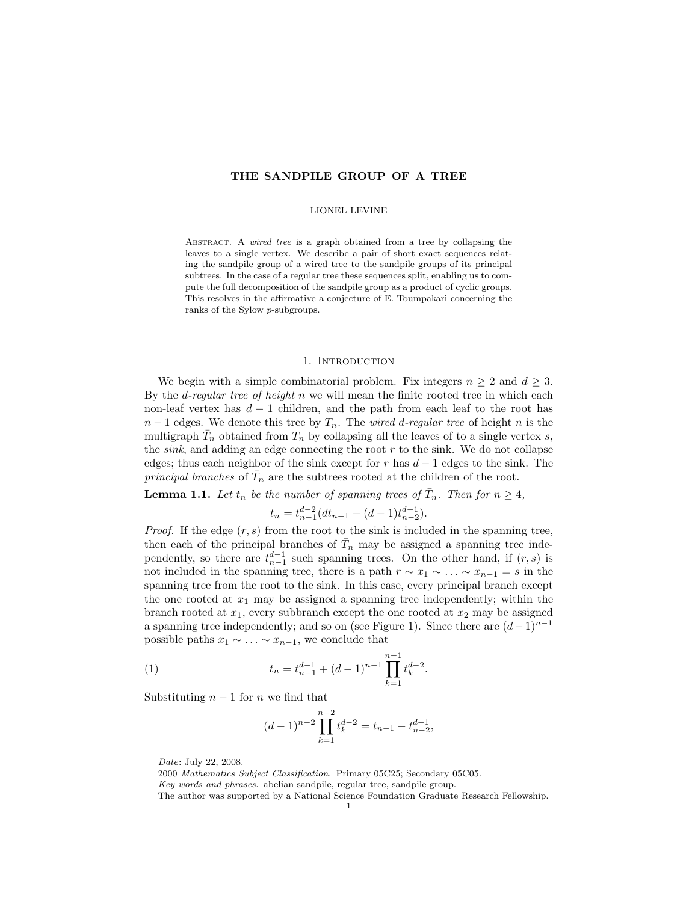# THE SANDPILE GROUP OF A TREE

LIONEL LEVINE

Abstract. A *wired tree* is a graph obtained from a tree by collapsing the leaves to a single vertex. We describe a pair of short exact sequences relating the sandpile group of a wired tree to the sandpile groups of its principal subtrees. In the case of a regular tree these sequences split, enabling us to compute the full decomposition of the sandpile group as a product of cyclic groups. This resolves in the affirmative a conjecture of E. Toumpakari concerning the ranks of the Sylow $p$-subgroups.

## 1. Introduction

We begin with a simple combinatorial problem. Fix integers $n \geq 2$ and $d \geq 3$. By the *d-regular tree of height n* we will mean the finite rooted tree in which each non-leaf vertex has $d-1$ children, and the path from each leaf to the root has $n-1$ edges. We denote this tree by $T_n$. The *wired d-regular tree* of height $n$ is the multigraph $\bar{T}_n$ obtained from $T_n$ by collapsing all the leaves of to a single vertex $s$, the *sink*, and adding an edge connecting the root $r$ to the sink. We do not collapse edges; thus each neighbor of the sink except for $r$ has $d-1$ edges to the sink. The *principal branches* of $\bar{T}_n$ are the subtrees rooted at the children of the root.

**Lemma 1.1.** *Let $t_n$ be the number of spanning trees of $\bar{T}_n$. Then for $n \geq 4$,*

$$t_n = t_{n-1}^{d-2}(dt_{n-1} - (d-1)t_{n-2}^{d-1}).$$

*Proof.* If the edge $(r,s)$ from the root to the sink is included in the spanning tree, then each of the principal branches of $\bar{T}_n$ may be assigned a spanning tree independently, so there are $t_{n-1}^{d-1}$ such spanning trees. On the other hand, if $(r,s)$ is not included in the spanning tree, there is a path $r \sim x_1 \sim \ldots \sim x_{n-1} = s$ in the spanning tree from the root to the sink. In this case, every principal branch except the one rooted at $x_1$ may be assigned a spanning tree independently; within the branch rooted at $x_1$, every subbranch except the one rooted at $x_2$ may be assigned a spanning tree independently; and so on (see Figure 1). Since there are $(d-1)^{n-1}$ possible paths $x_1 \sim \ldots \sim x_{n-1}$, we conclude that

$$t_n = t_{n-1}^{d-1} + (d-1)^{n-1} \prod_{k=1}^{n-1} t_k^{d-2}. \tag{1}$$

Substituting $n-1$ for $n$ we find that

$$(d-1)^{n-2} \prod_{k=1}^{n-2} t_k^{d-2} = t_{n-1} - t_{n-2}^{d-1},$$

---

*Date*: July 22, 2008.

2000 *Mathematics Subject Classification.* Primary 05C25; Secondary 05C05.

*Key words and phrases.* abelian sandpile, regular tree, sandpile group.

The author was supported by a National Science Foundation Graduate Research Fellowship.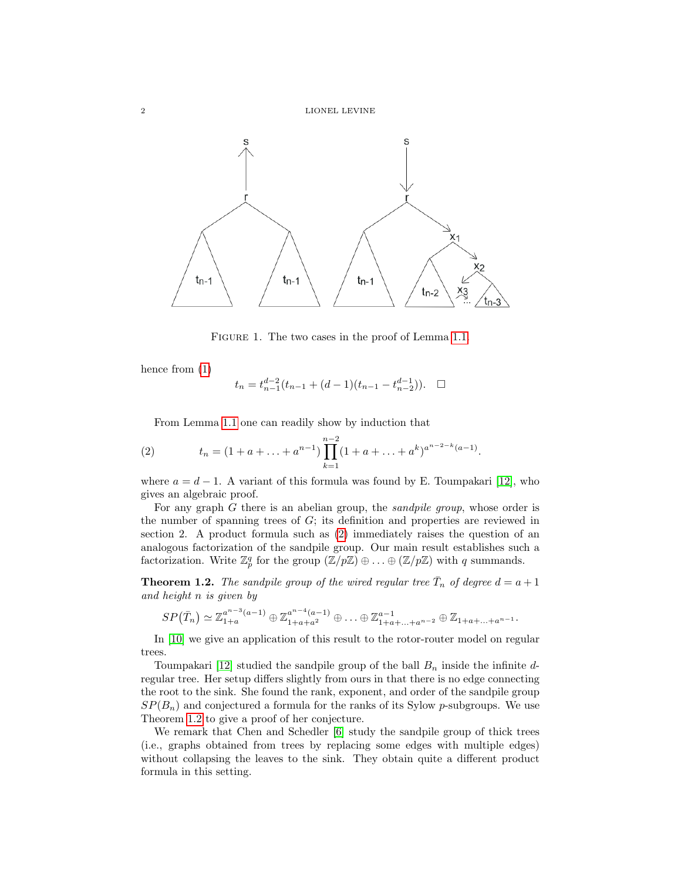FIGURE 1. The two cases in the proof of Lemma 1.1.

hence from (1)

$$t_n = t_{n-1}^{d-2}(t_{n-1} + (d-1)(t_{n-1} - t_{n-2}^{d-1})). \quad \square$$

From Lemma 1.1 one can readily show by induction that

$$t_n = (1 + a + \ldots + a^{n-1}) \prod_{k=1}^{n-2} (1 + a + \ldots + a^k)^{a^{n-2-k}(a-1)}. \tag{2}$$

where $a = d - 1$. A variant of this formula was found by E. Toumpakari [12], who gives an algebraic proof.

For any graph $G$ there is an abelian group, the *sandpile group*, whose order is the number of spanning trees of $G$; its definition and properties are reviewed in section 2. A product formula such as (2) immediately raises the question of an analogous factorization of the sandpile group. Our main result establishes such a factorization. Write $\mathbb{Z}_p^q$ for the group $(\mathbb{Z}/p\mathbb{Z}) \oplus \ldots \oplus (\mathbb{Z}/p\mathbb{Z})$ with $q$ summands.

**Theorem 1.2.** *The sandpile group of the wired regular tree $\bar{T}_n$ of degree $d = a+1$ and height $n$ is given by*

$$SP(\bar{T}_n) \simeq \mathbb{Z}_{1+a}^{a^{n-3}(a-1)} \oplus \mathbb{Z}_{1+a+a^2}^{a^{n-4}(a-1)} \oplus \ldots \oplus \mathbb{Z}_{1+a+\ldots+a^{n-2}}^{a-1} \oplus \mathbb{Z}_{1+a+\ldots+a^{n-1}}.$$

In [10] we give an application of this result to the rotor-router model on regular trees.

Toumpakari [12] studied the sandpile group of the ball $B_n$ inside the infinite $d$-regular tree. Her setup differs slightly from ours in that there is no edge connecting the root to the sink. She found the rank, exponent, and order of the sandpile group $SP(B_n)$ and conjectured a formula for the ranks of its Sylow $p$-subgroups. We use Theorem 1.2 to give a proof of her conjecture.

We remark that Chen and Schedler [6] study the sandpile group of thick trees (i.e., graphs obtained from trees by replacing some edges with multiple edges) without collapsing the leaves to the sink. They obtain quite a different product formula in this setting.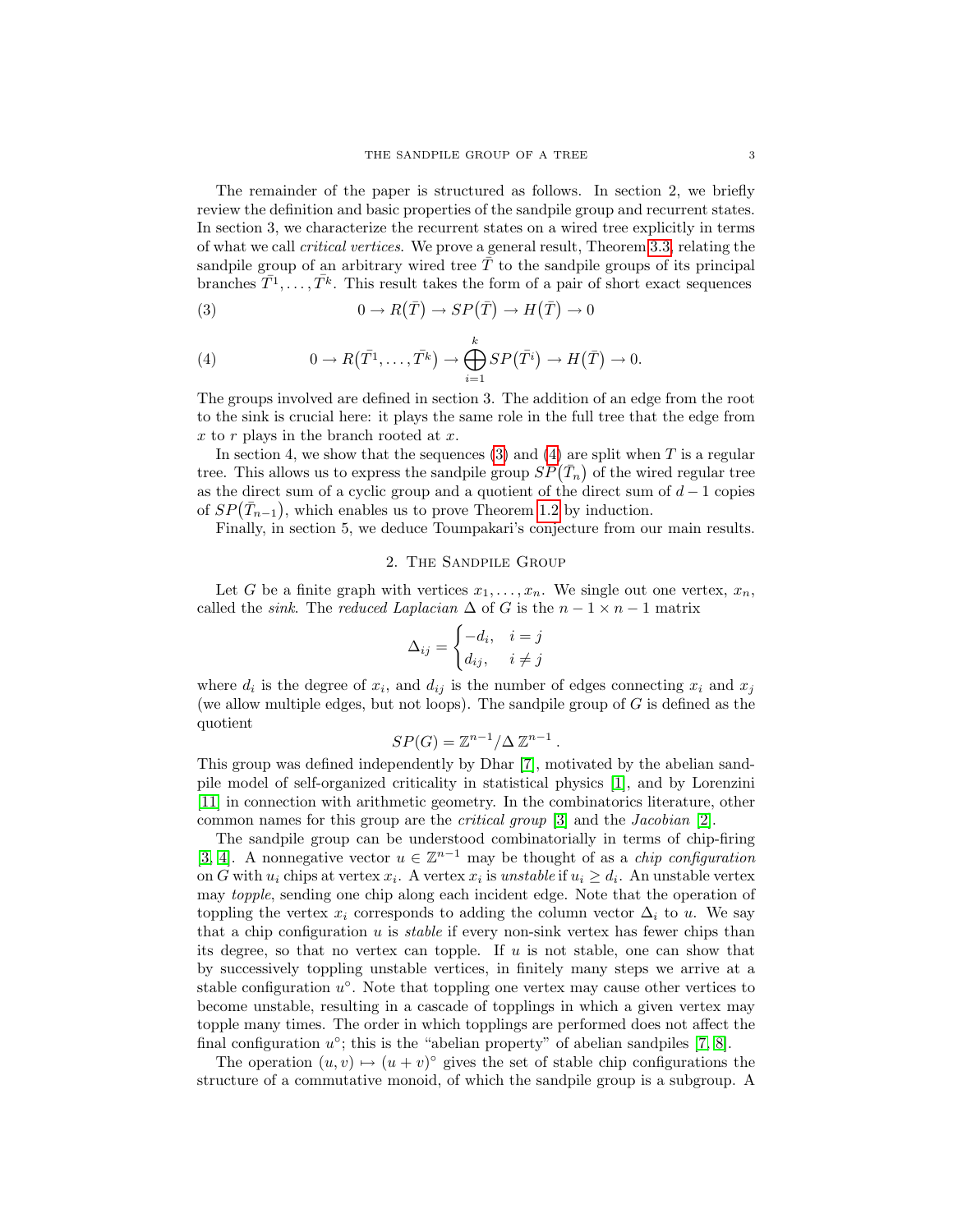The remainder of the paper is structured as follows. In section 2, we briefly review the definition and basic properties of the sandpile group and recurrent states. In section 3, we characterize the recurrent states on a wired tree explicitly in terms of what we call *critical vertices*. We prove a general result, Theorem 3.3, relating the sandpile group of an arbitrary wired tree $\bar{T}$ to the sandpile groups of its principal branches $\bar{T}^1, \dots, \bar{T}^k$. This result takes the form of a pair of short exact sequences

$$0 \to R(\bar{T}) \to SP(\bar{T}) \to H(\bar{T}) \to 0 \tag{3}$$

$$0 \to R(\bar{T}^1, \dots, \bar{T}^k) \to \bigoplus_{i=1}^{k} SP(\bar{T}^i) \to H(\bar{T}) \to 0. \tag{4}$$

The groups involved are defined in section 3. The addition of an edge from the root to the sink is crucial here: it plays the same role in the full tree that the edge from $x$ to $r$ plays in the branch rooted at $x$.

In section 4, we show that the sequences (3) and (4) are split when $T$ is a regular tree. This allows us to express the sandpile group $SP(\bar{T}_n)$ of the wired regular tree as the direct sum of a cyclic group and a quotient of the direct sum of $d-1$ copies of $SP(\bar{T}_{n-1})$, which enables us to prove Theorem 1.2 by induction.

Finally, in section 5, we deduce Toumpakari's conjecture from our main results.

## 2. The Sandpile Group

Let $G$ be a finite graph with vertices $x_1, \dots, x_n$. We single out one vertex, $x_n$, called the *sink*. The *reduced Laplacian* $\Delta$ of $G$ is the $n-1 \times n-1$ matrix

$$\Delta_{ij} = \begin{cases} -d_i, & i = j \\ d_{ij}, & i \neq j \end{cases}$$

where $d_i$ is the degree of $x_i$, and $d_{ij}$ is the number of edges connecting $x_i$ and $x_j$ (we allow multiple edges, but not loops). The sandpile group of $G$ is defined as the quotient

$$SP(G) = \mathbb{Z}^{n-1} / \Delta\, \mathbb{Z}^{n-1}.$$

This group was defined independently by Dhar [7], motivated by the abelian sandpile model of self-organized criticality in statistical physics [1], and by Lorenzini [11] in connection with arithmetic geometry. In the combinatorics literature, other common names for this group are the *critical group* [3] and the *Jacobian* [2].

The sandpile group can be understood combinatorially in terms of chip-firing [3, 4]. A nonnegative vector $u \in \mathbb{Z}^{n-1}$ may be thought of as a *chip configuration* on $G$ with $u_i$ chips at vertex $x_i$. A vertex $x_i$ is *unstable* if $u_i \geq d_i$. An unstable vertex may *topple*, sending one chip along each incident edge. Note that the operation of toppling the vertex $x_i$ corresponds to adding the column vector $\Delta_i$ to $u$. We say that a chip configuration $u$ is *stable* if every non-sink vertex has fewer chips than its degree, so that no vertex can topple. If $u$ is not stable, one can show that by successively toppling unstable vertices, in finitely many steps we arrive at a stable configuration $u^\circ$. Note that toppling one vertex may cause other vertices to become unstable, resulting in a cascade of topplings in which a given vertex may topple many times. The order in which topplings are performed does not affect the final configuration $u^\circ$; this is the "abelian property" of abelian sandpiles [7, 8].

The operation $(u, v) \mapsto (u + v)^\circ$ gives the set of stable chip configurations the structure of a commutative monoid, of which the sandpile group is a subgroup. A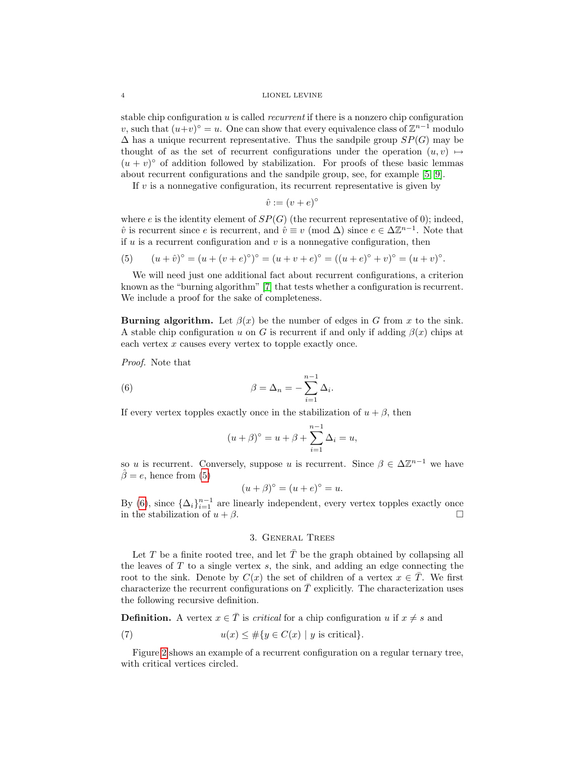stable chip configuration $u$ is called *recurrent* if there is a nonzero chip configuration $v$, such that $(u+v)^\circ = u$. One can show that every equivalence class of $\mathbb{Z}^{n-1}$ modulo $\Delta$ has a unique recurrent representative. Thus the sandpile group $SP(G)$ may be thought of as the set of recurrent configurations under the operation $(u,v) \mapsto (u+v)^\circ$ of addition followed by stabilization. For proofs of these basic lemmas about recurrent configurations and the sandpile group, see, for example [5, 9].

If $v$ is a nonnegative configuration, its recurrent representative is given by

$$\hat{v} := (v+e)^\circ$$

where $e$ is the identity element of $SP(G)$ (the recurrent representative of 0); indeed, $\hat{v}$ is recurrent since $e$ is recurrent, and $\hat{v} \equiv v \pmod{\Delta}$ since $e \in \Delta\mathbb{Z}^{n-1}$. Note that if $u$ is a recurrent configuration and $v$ is a nonnegative configuration, then

$$(u+\hat{v})^\circ = (u+(v+e)^\circ)^\circ = (u+v+e)^\circ = ((u+e)^\circ + v)^\circ = (u+v)^\circ. \tag{5}$$

We will need just one additional fact about recurrent configurations, a criterion known as the "burning algorithm" [7] that tests whether a configuration is recurrent. We include a proof for the sake of completeness.

**Burning algorithm.** Let $\beta(x)$ be the number of edges in $G$ from $x$ to the sink. A stable chip configuration $u$ on $G$ is recurrent if and only if adding $\beta(x)$ chips at each vertex $x$ causes every vertex to topple exactly once.

*Proof.* Note that

$$\beta = \Delta_n = -\sum_{i=1}^{n-1} \Delta_i. \tag{6}$$

If every vertex topples exactly once in the stabilization of $u+\beta$, then

$$(u+\beta)^\circ = u + \beta + \sum_{i=1}^{n-1} \Delta_i = u,$$

so $u$ is recurrent. Conversely, suppose $u$ is recurrent. Since $\beta \in \Delta\mathbb{Z}^{n-1}$ we have $\hat{\beta} = e$, hence from (5)

$$(u+\beta)^\circ = (u+e)^\circ = u.$$

By (6), since $\{\Delta_i\}_{i=1}^{n-1}$ are linearly independent, every vertex topples exactly once in the stabilization of $u+\beta$. $\square$

## 3. General Trees

Let $T$ be a finite rooted tree, and let $\bar{T}$ be the graph obtained by collapsing all the leaves of $T$ to a single vertex $s$, the sink, and adding an edge connecting the root to the sink. Denote by $C(x)$ the set of children of a vertex $x \in \bar{T}$. We first characterize the recurrent configurations on $\bar{T}$ explicitly. The characterization uses the following recursive definition.

**Definition.** A vertex $x \in \bar{T}$ is *critical* for a chip configuration $u$ if $x \neq s$ and

$$u(x) \leq \#\{y \in C(x) \mid y \text{ is critical}\}. \tag{7}$$

Figure 2 shows an example of a recurrent configuration on a regular ternary tree, with critical vertices circled.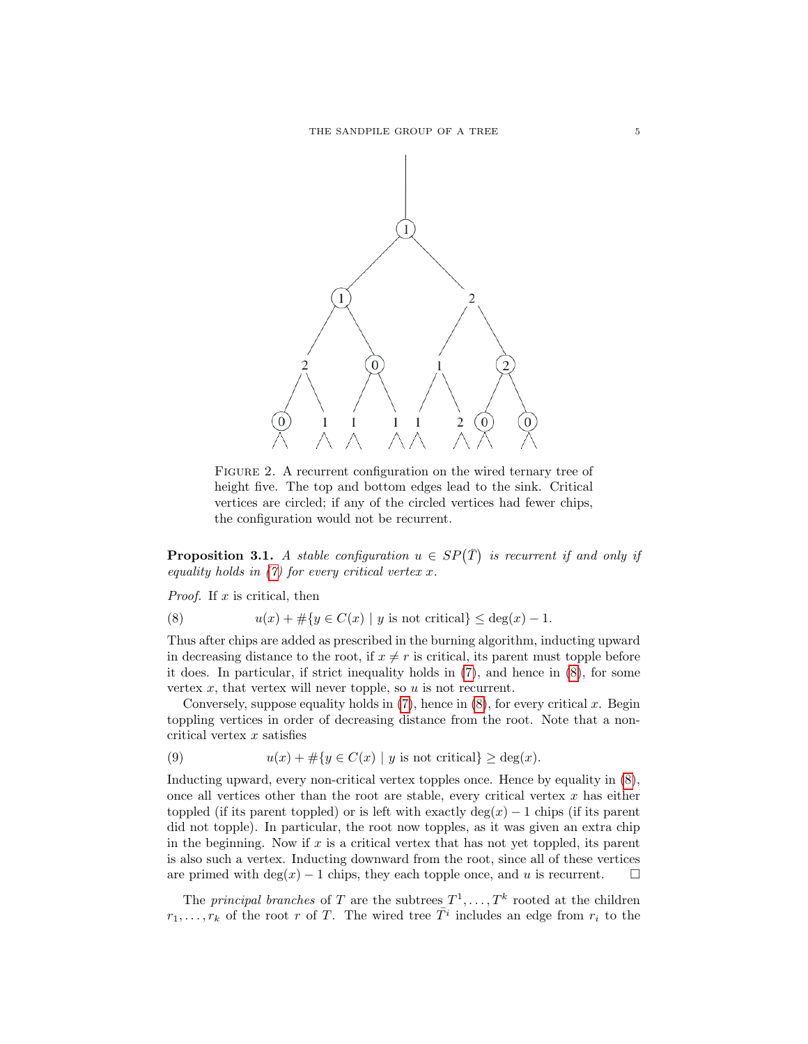FIGURE 2. A recurrent configuration on the wired ternary tree of height five. The top and bottom edges lead to the sink. Critical vertices are circled; if any of the circled vertices had fewer chips, the configuration would not be recurrent.

**Proposition 3.1.** *A stable configuration $u \in SP(\bar{T})$ is recurrent if and only if equality holds in (7) for every critical vertex $x$.*

*Proof.* If $x$ is critical, then

$$u(x) + \#\{y \in C(x) \mid y \text{ is not critical}\} \leq \deg(x) - 1. \tag{8}$$

Thus after chips are added as prescribed in the burning algorithm, inducting upward in decreasing distance to the root, if $x \neq r$ is critical, its parent must topple before it does. In particular, if strict inequality holds in (7), and hence in (8), for some vertex $x$, that vertex will never topple, so $u$ is not recurrent.

Conversely, suppose equality holds in (7), hence in (8), for every critical $x$. Begin toppling vertices in order of decreasing distance from the root. Note that a non-critical vertex $x$ satisfies

$$u(x) + \#\{y \in C(x) \mid y \text{ is not critical}\} \geq \deg(x). \tag{9}$$

Inducting upward, every non-critical vertex topples once. Hence by equality in (8), once all vertices other than the root are stable, every critical vertex $x$ has either toppled (if its parent toppled) or is left with exactly $\deg(x) - 1$ chips (if its parent did not topple). In particular, the root now topples, as it was given an extra chip in the beginning. Now if $x$ is a critical vertex that has not yet toppled, its parent is also such a vertex. Inducting downward from the root, since all of these vertices are primed with $\deg(x) - 1$ chips, they each topple once, and $u$ is recurrent. $\square$

The *principal branches* of $T$ are the subtrees $T^1, \ldots, T^k$ rooted at the children $r_1, \ldots, r_k$ of the root $r$ of $T$. The wired tree $\bar{T}^i$ includes an edge from $r_i$ to the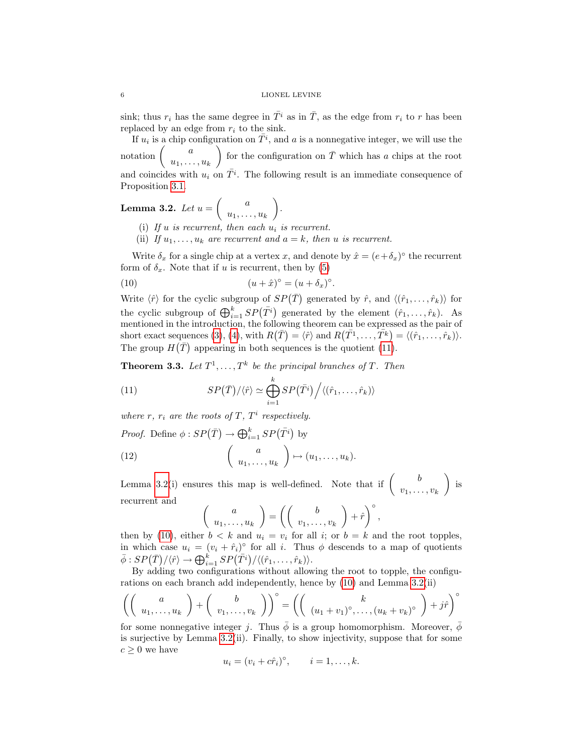sink; thus $r_i$ has the same degree in $\bar{T}^i$ as in $\bar{T}$, as the edge from $r_i$ to $r$ has been replaced by an edge from $r_i$ to the sink.

If $u_i$ is a chip configuration on $\bar{T}^i$, and $a$ is a nonnegative integer, we will use the notation $\begin{pmatrix} a \\ u_1, \ldots, u_k \end{pmatrix}$ for the configuration on $\bar{T}$ which has $a$ chips at the root and coincides with $u_i$ on $\bar{T}^i$. The following result is an immediate consequence of Proposition 3.1.

**Lemma 3.2.** *Let* $u = \begin{pmatrix} a \\ u_1, \ldots, u_k \end{pmatrix}$.

- (i) *If $u$ is recurrent, then each $u_i$ is recurrent.*
- (ii) *If $u_1, \ldots, u_k$ are recurrent and $a = k$, then $u$ is recurrent.*

Write $\delta_x$ for a single chip at a vertex $x$, and denote by $\hat{x} = (e + \delta_x)^\circ$ the recurrent form of $\delta_x$. Note that if $u$ is recurrent, then by (5)

$$(u + \hat{x})^\circ = (u + \delta_x)^\circ. \tag{10}$$

Write $\langle \hat{r} \rangle$ for the cyclic subgroup of $SP(\bar{T})$ generated by $\hat{r}$, and $\langle (\hat{r}_1, \ldots, \hat{r}_k) \rangle$ for the cyclic subgroup of $\bigoplus_{i=1}^k SP(\bar{T}^i)$ generated by the element $(\hat{r}_1, \ldots, \hat{r}_k)$. As mentioned in the introduction, the following theorem can be expressed as the pair of short exact sequences (3), (4), with $R(\bar{T}) = \langle \hat{r} \rangle$ and $R(\bar{T}^1, \ldots, \bar{T}^k) = \langle (\hat{r}_1, \ldots, \hat{r}_k) \rangle$. The group $H(\bar{T})$ appearing in both sequences is the quotient (11).

**Theorem 3.3.** *Let $T^1, \ldots, T^k$ be the principal branches of $T$. Then*

$$SP(\bar{T})/\langle \hat{r} \rangle \simeq \bigoplus_{i=1}^k SP(\bar{T}^i) \Big/ \langle (\hat{r}_1, \ldots, \hat{r}_k) \rangle \tag{11}$$

*where $r$, $r_i$ are the roots of $T$, $T^i$ respectively.*

*Proof.* Define $\phi : SP(\bar{T}) \to \bigoplus_{i=1}^k SP(\bar{T}^i)$ by

$$\begin{pmatrix} a \\ u_1, \ldots, u_k \end{pmatrix} \mapsto (u_1, \ldots, u_k). \tag{12}$$

Lemma 3.2(i) ensures this map is well-defined. Note that if $\begin{pmatrix} b \\ v_1, \ldots, v_k \end{pmatrix}$ is recurrent and

$$\begin{pmatrix} a \\ u_1, \ldots, u_k \end{pmatrix} = \left( \begin{pmatrix} b \\ v_1, \ldots, v_k \end{pmatrix} + \hat{r} \right)^\circ,$$

then by (10), either $b < k$ and $u_i = v_i$ for all $i$; or $b = k$ and the root topples, in which case $u_i = (v_i + \hat{r}_i)^\circ$ for all $i$. Thus $\phi$ descends to a map of quotients $\bar{\phi} : SP(\bar{T})/\langle \hat{r} \rangle \to \bigoplus_{i=1}^k SP(\bar{T}^i)/\langle (\hat{r}_1, \ldots, \hat{r}_k) \rangle$.

By adding two configurations without allowing the root to topple, the configurations on each branch add independently, hence by (10) and Lemma 3.2(ii)

$$\left( \begin{pmatrix} a \\ u_1, \ldots, u_k \end{pmatrix} + \begin{pmatrix} b \\ v_1, \ldots, v_k \end{pmatrix} \right)^\circ = \left( \begin{pmatrix} k \\ (u_1 + v_1)^\circ, \ldots, (u_k + v_k)^\circ \end{pmatrix} + j\hat{r} \right)^\circ$$

for some nonnegative integer $j$. Thus $\bar{\phi}$ is a group homomorphism. Moreover, $\bar{\phi}$ is surjective by Lemma 3.2(ii). Finally, to show injectivity, suppose that for some $c \geq 0$ we have

$$u_i = (v_i + c\hat{r}_i)^\circ, \qquad i = 1, \ldots, k.$$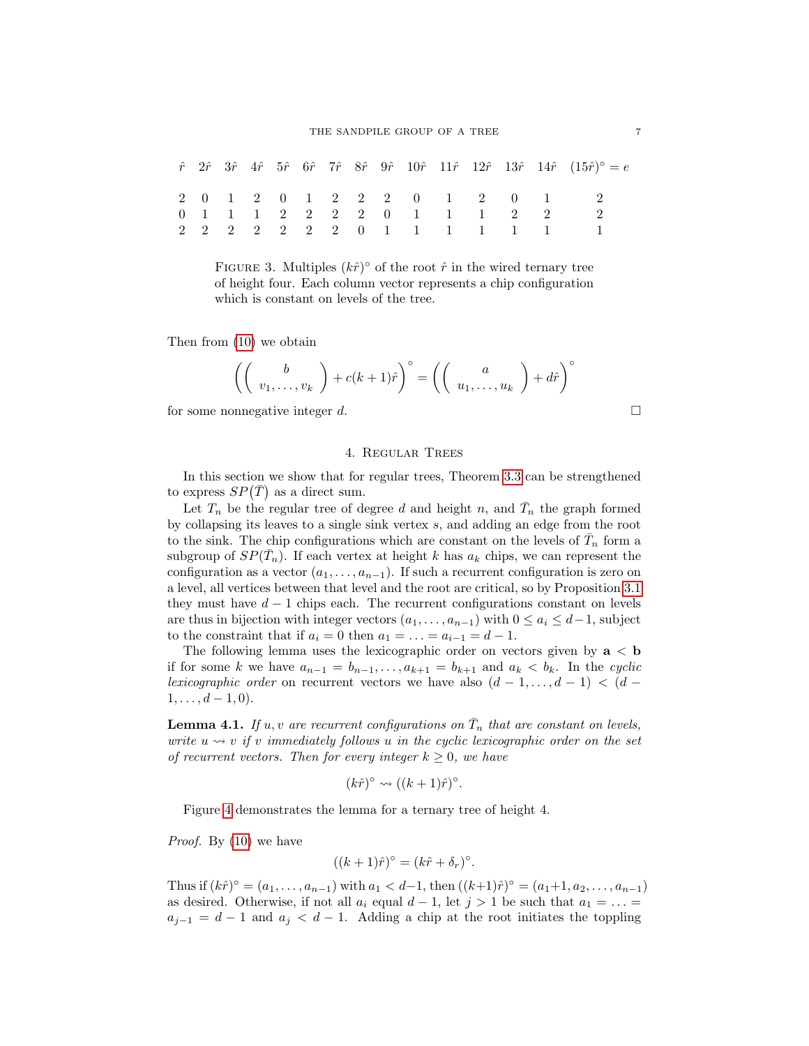| $\hat{r}$ | $2\hat{r}$ | $3\hat{r}$ | $4\hat{r}$ | $5\hat{r}$ | $6\hat{r}$ | $7\hat{r}$ | $8\hat{r}$ | $9\hat{r}$ | $10\hat{r}$ | $11\hat{r}$ | $12\hat{r}$ | $13\hat{r}$ | $14\hat{r}$ | $(15\hat{r})^\circ = e$ |
|---|---|---|---|---|---|---|---|---|---|---|---|---|---|---|
| 2 | 0 | 1 | 2 | 0 | 1 | 2 | 2 | 2 | 0 | 1 | 2 | 0 | 1 | 2 |
| 0 | 1 | 1 | 1 | 2 | 2 | 2 | 2 | 0 | 1 | 1 | 1 | 2 | 2 | 2 |
| 2 | 2 | 2 | 2 | 2 | 2 | 2 | 0 | 1 | 1 | 1 | 1 | 1 | 1 | 1 |

Figure 3. Multiples $(k\hat{r})^\circ$ of the root $\hat{r}$ in the wired ternary tree of height four. Each column vector represents a chip configuration which is constant on levels of the tree.

Then from (10) we obtain

$$\left( \left( \begin{array}{c} b \\ v_1, \ldots, v_k \end{array} \right) + c(k+1)\hat{r} \right)^\circ = \left( \left( \begin{array}{c} a \\ u_1, \ldots, u_k \end{array} \right) + d\hat{r} \right)^\circ$$

for some nonnegative integer $d$. □

## 4. Regular Trees

In this section we show that for regular trees, Theorem 3.3 can be strengthened to express $SP(\bar{T})$ as a direct sum.

Let $T_n$ be the regular tree of degree $d$ and height $n$, and $\bar{T}_n$ the graph formed by collapsing its leaves to a single sink vertex $s$, and adding an edge from the root to the sink. The chip configurations which are constant on the levels of $\bar{T}_n$ form a subgroup of $SP(\bar{T}_n)$. If each vertex at height $k$ has $a_k$ chips, we can represent the configuration as a vector $(a_1, \ldots, a_{n-1})$. If such a recurrent configuration is zero on a level, all vertices between that level and the root are critical, so by Proposition 3.1 they must have $d-1$ chips each. The recurrent configurations constant on levels are thus in bijection with integer vectors $(a_1, \ldots, a_{n-1})$ with $0 \leq a_i \leq d-1$, subject to the constraint that if $a_i = 0$ then $a_1 = \ldots = a_{i-1} = d-1$.

The following lemma uses the lexicographic order on vectors given by $\mathbf{a} < \mathbf{b}$ if for some $k$ we have $a_{n-1} = b_{n-1}, \ldots, a_{k+1} = b_{k+1}$ and $a_k < b_k$. In the *cyclic lexicographic order* on recurrent vectors we have also $(d-1, \ldots, d-1) < (d-1, \ldots, d-1, 0)$.

**Lemma 4.1.** *If $u, v$ are recurrent configurations on $\bar{T}_n$ that are constant on levels, write $u \rightsquigarrow v$ if $v$ immediately follows $u$ in the cyclic lexicographic order on the set of recurrent vectors. Then for every integer $k \geq 0$, we have*

$$(k\hat{r})^\circ \rightsquigarrow ((k+1)\hat{r})^\circ.$$

Figure 4 demonstrates the lemma for a ternary tree of height 4.

*Proof.* By (10) we have

$$((k+1)\hat{r})^\circ = (k\hat{r} + \delta_r)^\circ.$$

Thus if $(k\hat{r})^\circ = (a_1, \ldots, a_{n-1})$ with $a_1 < d-1$, then $((k+1)\hat{r})^\circ = (a_1+1, a_2, \ldots, a_{n-1})$ as desired. Otherwise, if not all $a_i$ equal $d-1$, let $j > 1$ be such that $a_1 = \ldots = a_{j-1} = d-1$ and $a_j < d-1$. Adding a chip at the root initiates the toppling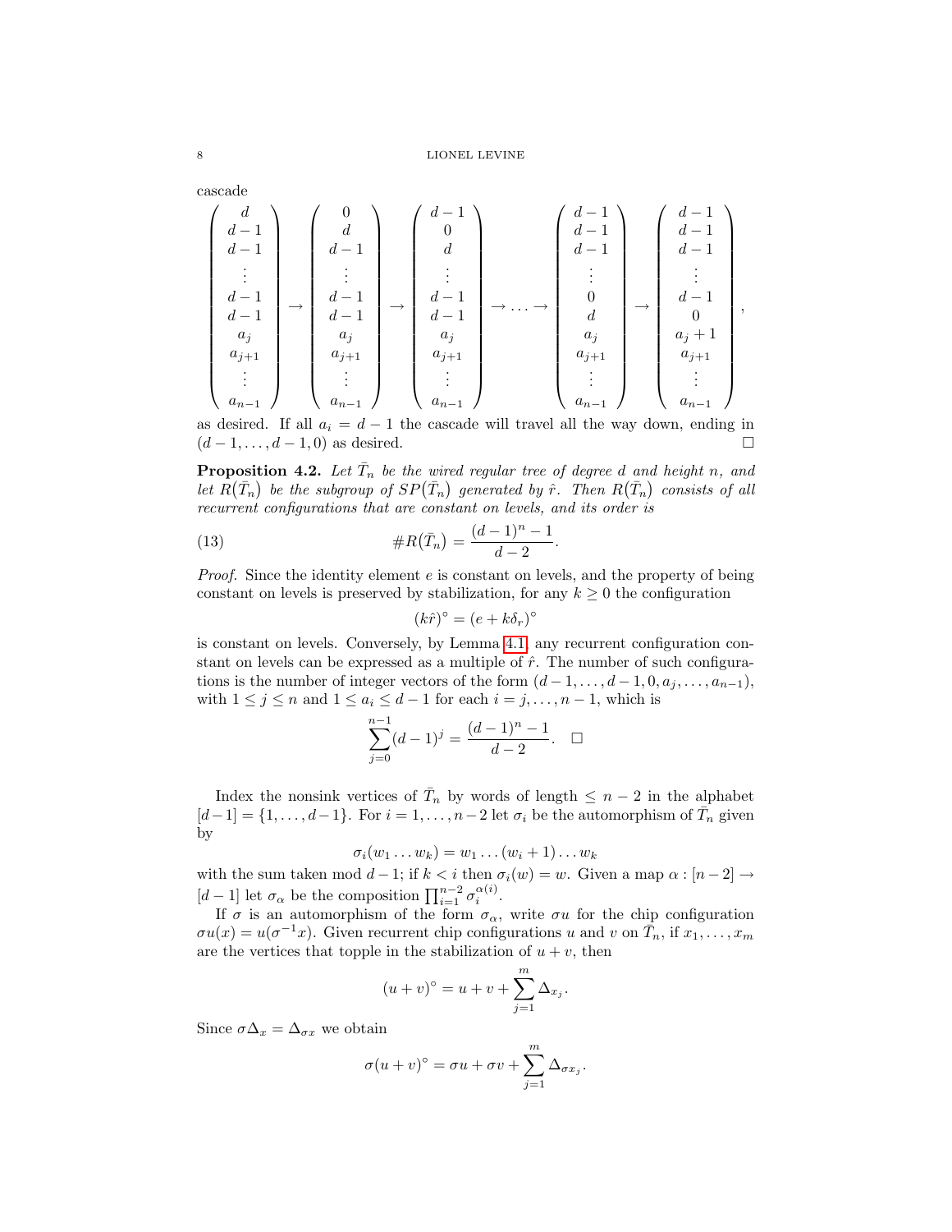cascade

$$
\begin{pmatrix} d \\ d-1 \\ d-1 \\ \vdots \\ d-1 \\ d-1 \\ a_j \\ a_{j+1} \\ \vdots \\ a_{n-1} \end{pmatrix} \to \begin{pmatrix} 0 \\ d \\ d-1 \\ \vdots \\ d-1 \\ d-1 \\ a_j \\ a_{j+1} \\ \vdots \\ a_{n-1} \end{pmatrix} \to \begin{pmatrix} d-1 \\ 0 \\ d \\ \vdots \\ d-1 \\ d-1 \\ a_j \\ a_{j+1} \\ \vdots \\ a_{n-1} \end{pmatrix} \to \ldots \to \begin{pmatrix} d-1 \\ d-1 \\ d-1 \\ \vdots \\ 0 \\ d \\ a_j \\ a_{j+1} \\ \vdots \\ a_{n-1} \end{pmatrix} \to \begin{pmatrix} d-1 \\ d-1 \\ d-1 \\ \vdots \\ d-1 \\ 0 \\ a_j+1 \\ a_{j+1} \\ \vdots \\ a_{n-1} \end{pmatrix},
$$

as desired. If all $a_i = d-1$ the cascade will travel all the way down, ending in $(d-1, \ldots, d-1, 0)$ as desired. $\square$

**Proposition 4.2.** *Let $\bar{T}_n$ be the wired regular tree of degree $d$ and height $n$, and let $R(\bar{T}_n)$ be the subgroup of $SP(\bar{T}_n)$ generated by $\hat{r}$. Then $R(\bar{T}_n)$ consists of all recurrent configurations that are constant on levels, and its order is*

$$
\#R(\bar{T}_n) = \frac{(d-1)^n - 1}{d-2}. \tag{13}
$$

*Proof.* Since the identity element $e$ is constant on levels, and the property of being constant on levels is preserved by stabilization, for any $k \geq 0$ the configuration

$$
(k\hat{r})^\circ = (e + k\delta_r)^\circ
$$

is constant on levels. Conversely, by Lemma 4.1, any recurrent configuration constant on levels can be expressed as a multiple of $\hat{r}$. The number of such configurations is the number of integer vectors of the form $(d-1, \ldots, d-1, 0, a_j, \ldots, a_{n-1})$, with $1 \leq j \leq n$ and $1 \leq a_i \leq d-1$ for each $i = j, \ldots, n-1$, which is

$$
\sum_{j=0}^{n-1} (d-1)^j = \frac{(d-1)^n - 1}{d-2}. \quad \square
$$

Index the nonsink vertices of $\bar{T}_n$ by words of length $\leq n-2$ in the alphabet $[d-1] = \{1, \ldots, d-1\}$. For $i = 1, \ldots, n-2$ let $\sigma_i$ be the automorphism of $\bar{T}_n$ given by

$$
\sigma_i(w_1 \ldots w_k) = w_1 \ldots (w_i + 1) \ldots w_k
$$

with the sum taken mod $d-1$; if $k < i$ then $\sigma_i(w) = w$. Given a map $\alpha : [n-2] \to [d-1]$ let $\sigma_\alpha$ be the composition $\prod_{i=1}^{n-2} \sigma_i^{\alpha(i)}$.

If $\sigma$ is an automorphism of the form $\sigma_\alpha$, write $\sigma u$ for the chip configuration $\sigma u(x) = u(\sigma^{-1}x)$. Given recurrent chip configurations $u$ and $v$ on $\bar{T}_n$, if $x_1, \ldots, x_m$ are the vertices that topple in the stabilization of $u + v$, then

$$
(u+v)^\circ = u + v + \sum_{j=1}^{m} \Delta_{x_j}.
$$

Since $\sigma \Delta_x = \Delta_{\sigma x}$ we obtain

$$
\sigma(u+v)^\circ = \sigma u + \sigma v + \sum_{j=1}^{m} \Delta_{\sigma x_j}.
$$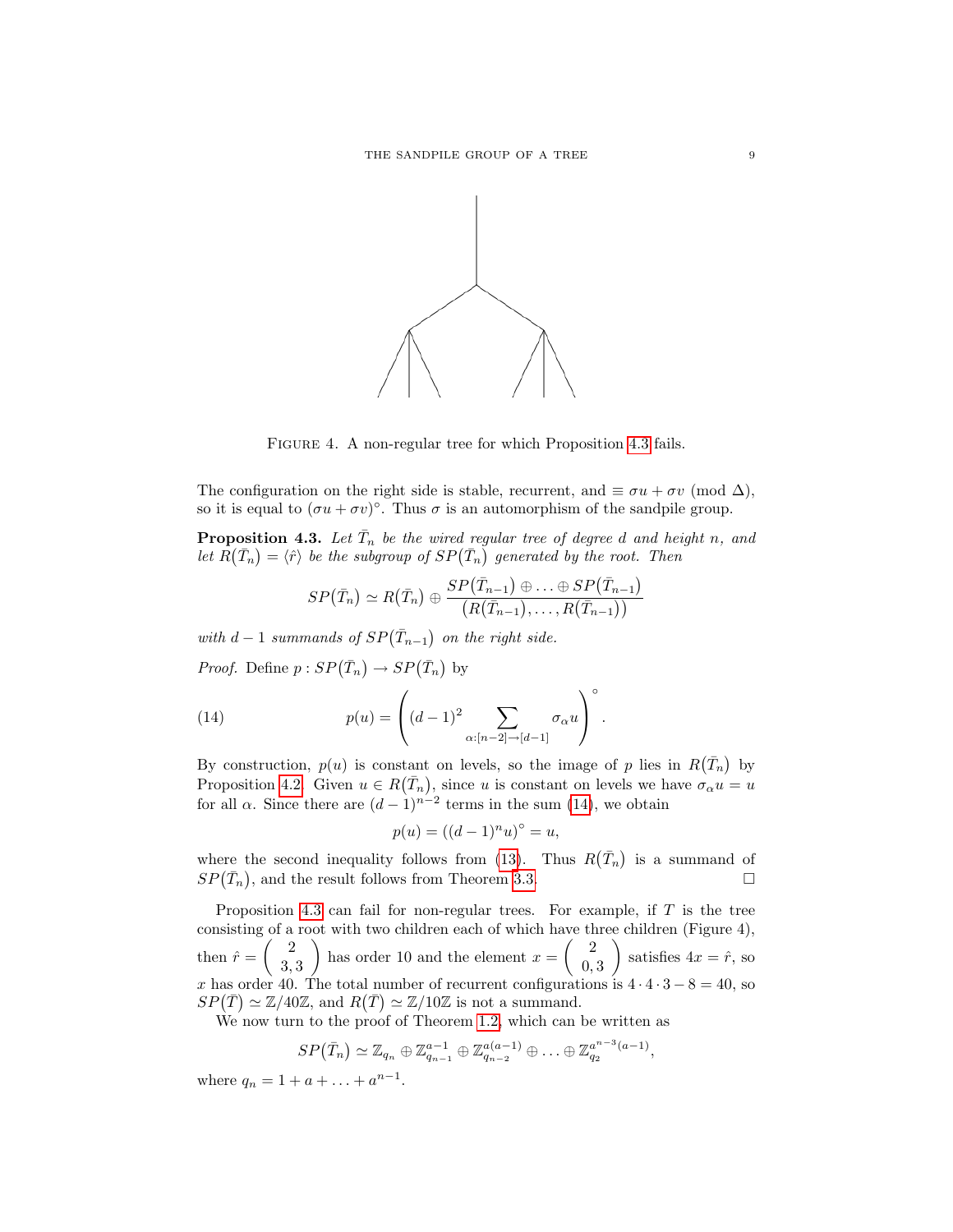FIGURE 4. A non-regular tree for which Proposition 4.3 fails.

The configuration on the right side is stable, recurrent, and $\equiv \sigma u + \sigma v \pmod{\Delta}$, so it is equal to $(\sigma u + \sigma v)^\circ$. Thus $\sigma$ is an automorphism of the sandpile group.

**Proposition 4.3.** *Let $\bar{T}_n$ be the wired regular tree of degree $d$ and height $n$, and let $R(\bar{T}_n) = \langle \hat{r} \rangle$ be the subgroup of $SP(\bar{T}_n)$ generated by the root. Then*

$$SP(\bar{T}_n) \simeq R(\bar{T}_n) \oplus \frac{SP(\bar{T}_{n-1}) \oplus \ldots \oplus SP(\bar{T}_{n-1})}{(R(\bar{T}_{n-1}), \ldots, R(\bar{T}_{n-1}))}$$

*with $d-1$ summands of $SP(\bar{T}_{n-1})$ on the right side.*

*Proof.* Define $p : SP(\bar{T}_n) \to SP(\bar{T}_n)$ by

$$p(u) = \left( (d-1)^2 \sum_{\alpha:[n-2]\to[d-1]} \sigma_\alpha u \right)^\circ . \tag{14}$$

By construction, $p(u)$ is constant on levels, so the image of $p$ lies in $R(\bar{T}_n)$ by Proposition 4.2. Given $u \in R(\bar{T}_n)$, since $u$ is constant on levels we have $\sigma_\alpha u = u$ for all $\alpha$. Since there are $(d-1)^{n-2}$ terms in the sum (14), we obtain

$$p(u) = ((d-1)^n u)^\circ = u,$$

where the second inequality follows from (13). Thus $R(\bar{T}_n)$ is a summand of $SP(\bar{T}_n)$, and the result follows from Theorem 3.3. $\square$

Proposition 4.3 can fail for non-regular trees. For example, if $T$ is the tree consisting of a root with two children each of which have three children (Figure 4), then $\hat{r} = \begin{pmatrix} 2 \\ 3,3 \end{pmatrix}$ has order 10 and the element $x = \begin{pmatrix} 2 \\ 0,3 \end{pmatrix}$ satisfies $4x = \hat{r}$, so $x$ has order 40. The total number of recurrent configurations is $4 \cdot 4 \cdot 3 - 8 = 40$, so $SP(\bar{T}) \simeq \mathbb{Z}/40\mathbb{Z}$, and $R(\bar{T}) \simeq \mathbb{Z}/10\mathbb{Z}$ is not a summand.

We now turn to the proof of Theorem 1.2, which can be written as

$$SP(\bar{T}_n) \simeq \mathbb{Z}_{q_n} \oplus \mathbb{Z}_{q_{n-1}}^{a-1} \oplus \mathbb{Z}_{q_{n-2}}^{a(a-1)} \oplus \ldots \oplus \mathbb{Z}_{q_2}^{a^{n-3}(a-1)},$$

where $q_n = 1 + a + \ldots + a^{n-1}$.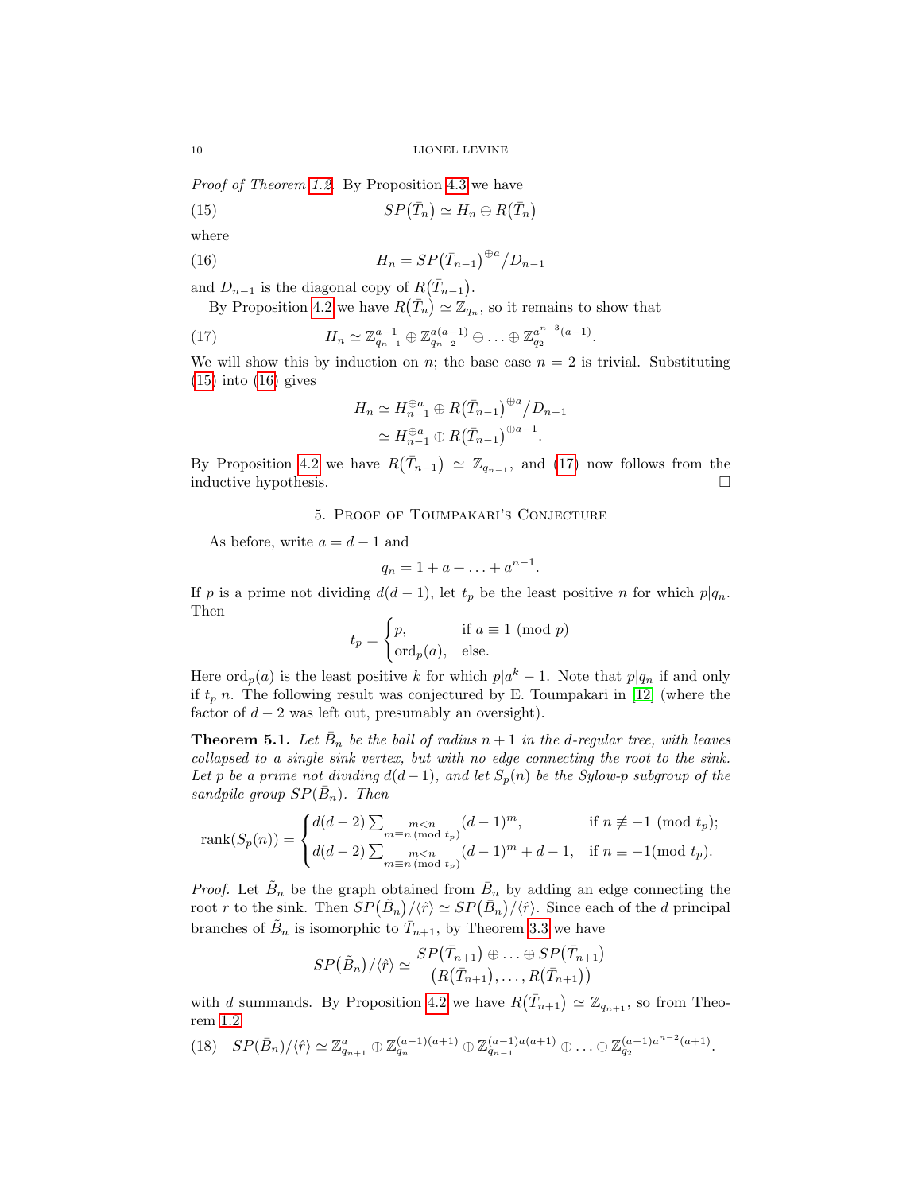*Proof of Theorem 1.2.* By Proposition 4.3 we have

$$SP(\bar{T}_n) \simeq H_n \oplus R(\bar{T}_n) \tag{15}$$

where

$$H_n = SP(\bar{T}_{n-1})^{\oplus a} / D_{n-1} \tag{16}$$

and $D_{n-1}$ is the diagonal copy of $R(\bar{T}_{n-1})$.

By Proposition 4.2 we have $R(\bar{T}_n) \simeq \mathbb{Z}_{q_n}$, so it remains to show that

$$H_n \simeq \mathbb{Z}_{q_{n-1}}^{a-1} \oplus \mathbb{Z}_{q_{n-2}}^{a(a-1)} \oplus \ldots \oplus \mathbb{Z}_{q_2}^{a^{n-3}(a-1)}. \tag{17}$$

We will show this by induction on $n$; the base case $n = 2$ is trivial. Substituting (15) into (16) gives

$$\begin{aligned} H_n &\simeq H_{n-1}^{\oplus a} \oplus R(\bar{T}_{n-1})^{\oplus a} / D_{n-1} \\ &\simeq H_{n-1}^{\oplus a} \oplus R(\bar{T}_{n-1})^{\oplus a-1}. \end{aligned}$$

By Proposition 4.2 we have $R(\bar{T}_{n-1}) \simeq \mathbb{Z}_{q_{n-1}}$, and (17) now follows from the inductive hypothesis. $\square$

## 5. Proof of Toumpakari's Conjecture

As before, write $a = d - 1$ and

$$q_n = 1 + a + \ldots + a^{n-1}.$$

If $p$ is a prime not dividing $d(d-1)$, let $t_p$ be the least positive $n$ for which $p | q_n$. Then

$$t_p = \begin{cases} p, & \text{if } a \equiv 1 \pmod{p} \\ \operatorname{ord}_p(a), & \text{else.} \end{cases}$$

Here $\operatorname{ord}_p(a)$ is the least positive $k$ for which $p | a^k - 1$. Note that $p | q_n$ if and only if $t_p | n$. The following result was conjectured by E. Toumpakari in [12] (where the factor of $d - 2$ was left out, presumably an oversight).

**Theorem 5.1.** *Let $\bar{B}_n$ be the ball of radius $n+1$ in the $d$-regular tree, with leaves collapsed to a single sink vertex, but with no edge connecting the root to the sink. Let $p$ be a prime not dividing $d(d-1)$, and let $S_p(n)$ be the Sylow-$p$ subgroup of the sandpile group $SP(\bar{B}_n)$. Then*

$$\operatorname{rank}(S_p(n)) = \begin{cases} d(d-2) \sum_{\substack{m<n \\ m \equiv n \pmod{t_p}}} (d-1)^m, & \text{if } n \not\equiv -1 \pmod{t_p}; \\ d(d-2) \sum_{\substack{m<n \\ m \equiv n \pmod{t_p}}} (d-1)^m + d - 1, & \text{if } n \equiv -1 \pmod{t_p}. \end{cases}$$

*Proof.* Let $\tilde{B}_n$ be the graph obtained from $\bar{B}_n$ by adding an edge connecting the root $r$ to the sink. Then $SP(\tilde{B}_n)/\langle \hat{r} \rangle \simeq SP(\bar{B}_n)/\langle \hat{r} \rangle$. Since each of the $d$ principal branches of $\tilde{B}_n$ is isomorphic to $\bar{T}_{n+1}$, by Theorem 3.3 we have

$$SP(\tilde{B}_n)/\langle \hat{r} \rangle \simeq \frac{SP(\bar{T}_{n+1}) \oplus \ldots \oplus SP(\bar{T}_{n+1})}{\big(R(\bar{T}_{n+1}), \ldots, R(\bar{T}_{n+1})\big)}$$

with $d$ summands. By Proposition 4.2 we have $R(\bar{T}_{n+1}) \simeq \mathbb{Z}_{q_{n+1}}$, so from Theorem 1.2

$$SP(\bar{B}_n)/\langle \hat{r} \rangle \simeq \mathbb{Z}_{q_{n+1}}^{a} \oplus \mathbb{Z}_{q_n}^{(a-1)(a+1)} \oplus \mathbb{Z}_{q_{n-1}}^{(a-1)a(a+1)} \oplus \ldots \oplus \mathbb{Z}_{q_2}^{(a-1)a^{n-2}(a+1)}. \tag{18}$$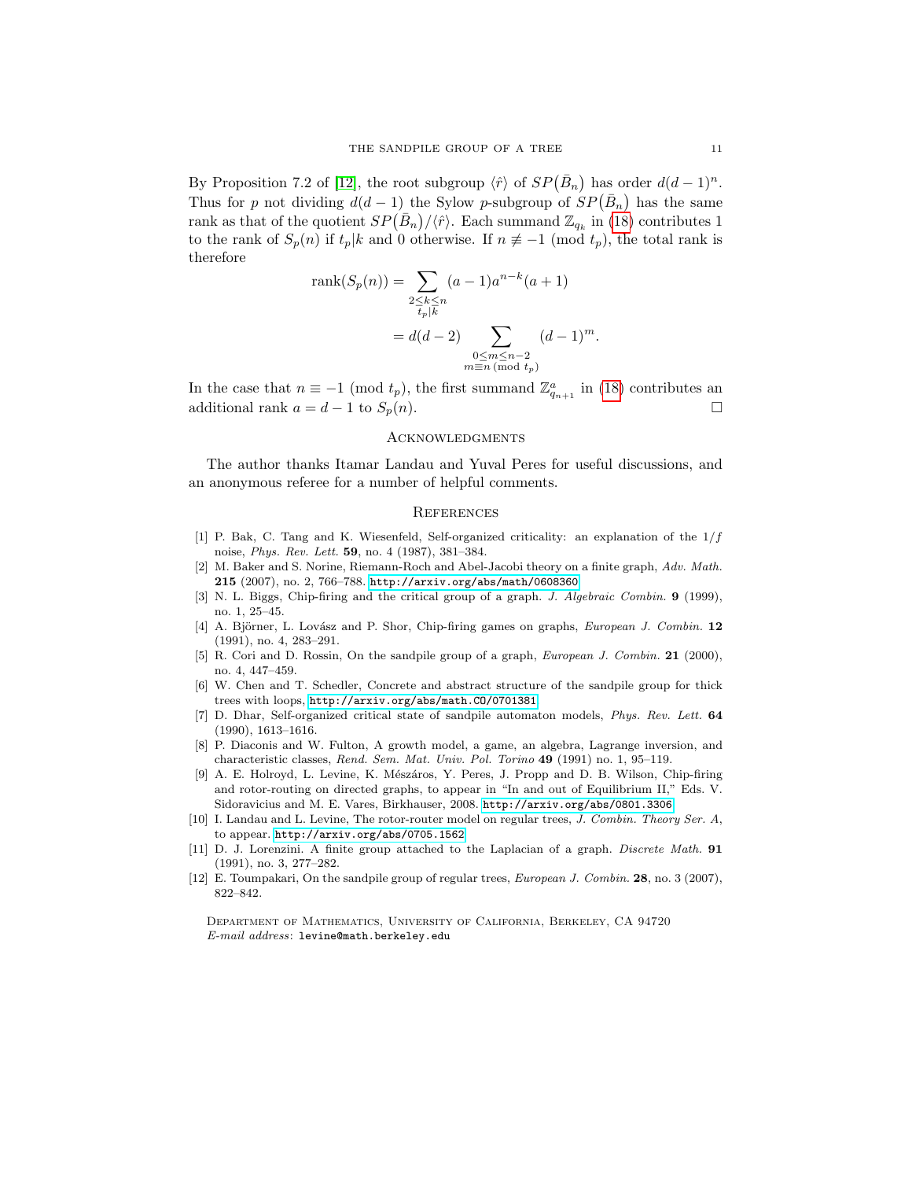By Proposition 7.2 of [12], the root subgroup $\langle \hat{r} \rangle$ of $SP(\bar{B}_n)$ has order $d(d-1)^n$. Thus for $p$ not dividing $d(d-1)$ the Sylow $p$-subgroup of $SP(\bar{B}_n)$ has the same rank as that of the quotient $SP(\bar{B}_n)/\langle \hat{r} \rangle$. Each summand $\mathbb{Z}_{q_k}$ in (18) contributes 1 to the rank of $S_p(n)$ if $t_p | k$ and 0 otherwise. If $n \not\equiv -1 \pmod{t_p}$, the total rank is therefore

$$\begin{aligned}
\operatorname{rank}(S_p(n)) &= \sum_{\substack{2 \leq k \leq n \\ t_p | k}} (a-1)a^{n-k}(a+1) \\
&= d(d-2) \sum_{\substack{0 \leq m \leq n-2 \\ m \equiv n \ (\mathrm{mod}\ t_p)}} (d-1)^m.
\end{aligned}$$

In the case that $n \equiv -1 \pmod{t_p}$, the first summand $\mathbb{Z}_{q_{n+1}}^a$ in (18) contributes an additional rank $a = d-1$ to $S_p(n)$. $\square$

## Acknowledgments

The author thanks Itamar Landau and Yuval Peres for useful discussions, and an anonymous referee for a number of helpful comments.

## References

[1] P. Bak, C. Tang and K. Wiesenfeld, Self-organized criticality: an explanation of the $1/f$ noise, *Phys. Rev. Lett.* **59**, no. 4 (1987), 381–384.

[2] M. Baker and S. Norine, Riemann-Roch and Abel-Jacobi theory on a finite graph, *Adv. Math.* **215** (2007), no. 2, 766–788. http://arxiv.org/abs/math/0608360

[3] N. L. Biggs, Chip-firing and the critical group of a graph. *J. Algebraic Combin.* **9** (1999), no. 1, 25–45.

[4] A. Björner, L. Lovász and P. Shor, Chip-firing games on graphs, *European J. Combin.* **12** (1991), no. 4, 283–291.

[5] R. Cori and D. Rossin, On the sandpile group of a graph, *European J. Combin.* **21** (2000), no. 4, 447–459.

[6] W. Chen and T. Schedler, Concrete and abstract structure of the sandpile group for thick trees with loops, http://arxiv.org/abs/math.CO/0701381

[7] D. Dhar, Self-organized critical state of sandpile automaton models, *Phys. Rev. Lett.* **64** (1990), 1613–1616.

[8] P. Diaconis and W. Fulton, A growth model, a game, an algebra, Lagrange inversion, and characteristic classes, *Rend. Sem. Mat. Univ. Pol. Torino* **49** (1991) no. 1, 95–119.

[9] A. E. Holroyd, L. Levine, K. Mészáros, Y. Peres, J. Propp and D. B. Wilson, Chip-firing and rotor-routing on directed graphs, to appear in "In and out of Equilibrium II," Eds. V. Sidoravicius and M. E. Vares, Birkhauser, 2008. http://arxiv.org/abs/0801.3306

[10] I. Landau and L. Levine, The rotor-router model on regular trees, *J. Combin. Theory Ser. A*, to appear. http://arxiv.org/abs/0705.1562

[11] D. J. Lorenzini. A finite group attached to the Laplacian of a graph. *Discrete Math.* **91** (1991), no. 3, 277–282.

[12] E. Toumpakari, On the sandpile group of regular trees, *European J. Combin.* **28**, no. 3 (2007), 822–842.

Department of Mathematics, University of California, Berkeley, CA 94720
*E-mail address*: levine@math.berkeley.edu